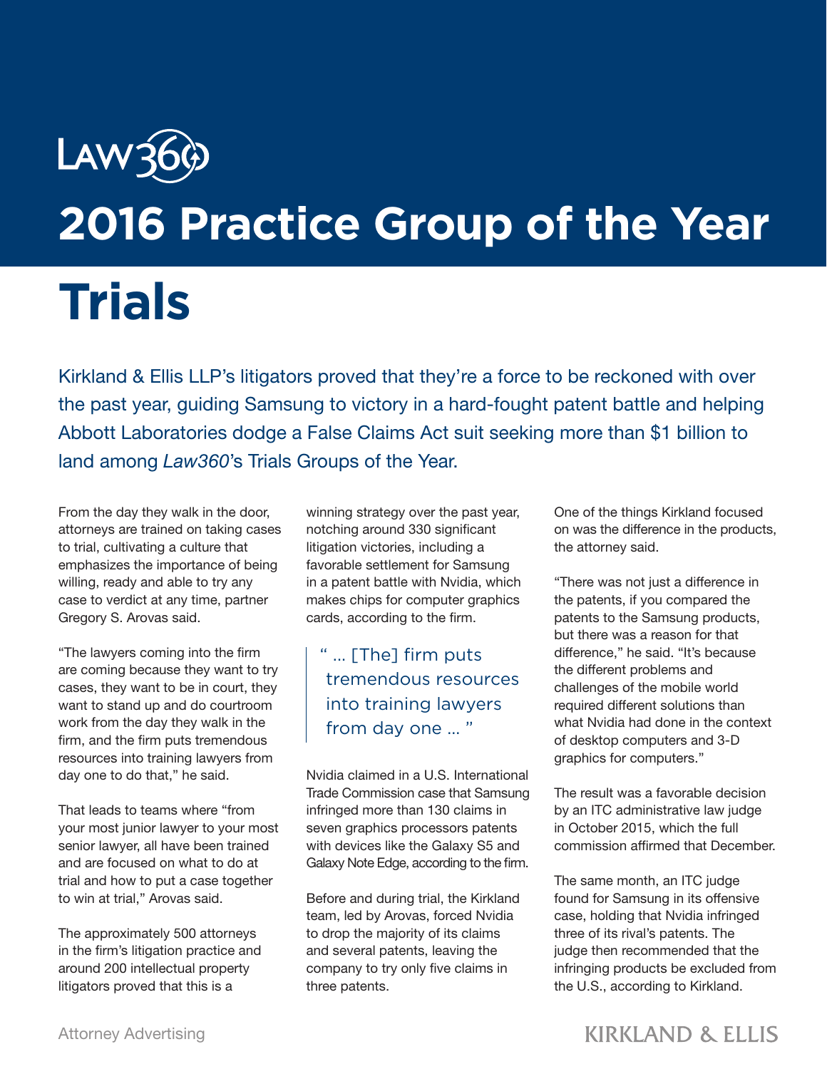Law360

# 2016 Practice Group of the Year

# Trials

Kirkland & Ellis LLP's litigators proved that they're a force to be reckoned with over the past year, guiding Samsung to victory in a hard-fought patent battle and helping Abbott Laboratories dodge a False Claims Act suit seeking more than $1 billion to land among *Law360*'s Trials Groups of the Year.

From the day they walk in the door, attorneys are trained on taking cases to trial, cultivating a culture that emphasizes the importance of being willing, ready and able to try any case to verdict at any time, partner Gregory S. Arovas said.

"The lawyers coming into the firm are coming because they want to try cases, they want to be in court, they want to stand up and do courtroom work from the day they walk in the firm, and the firm puts tremendous resources into training lawyers from day one to do that," he said.

That leads to teams where "from your most junior lawyer to your most senior lawyer, all have been trained and are focused on what to do at trial and how to put a case together to win at trial," Arovas said.

The approximately 500 attorneys in the firm's litigation practice and around 200 intellectual property litigators proved that this is a winning strategy over the past year, notching around 330 significant litigation victories, including a favorable settlement for Samsung in a patent battle with Nvidia, which makes chips for computer graphics cards, according to the firm.

> " ... [The] firm puts tremendous resources into training lawyers from day one ... "

Nvidia claimed in a U.S. International Trade Commission case that Samsung infringed more than 130 claims in seven graphics processors patents with devices like the Galaxy S5 and Galaxy Note Edge, according to the firm.

Before and during trial, the Kirkland team, led by Arovas, forced Nvidia to drop the majority of its claims and several patents, leaving the company to try only five claims in three patents.

One of the things Kirkland focused on was the difference in the products, the attorney said.

"There was not just a difference in the patents, if you compared the patents to the Samsung products, but there was a reason for that difference," he said. "It's because the different problems and challenges of the mobile world required different solutions than what Nvidia had done in the context of desktop computers and 3-D graphics for computers."

The result was a favorable decision by an ITC administrative law judge in October 2015, which the full commission affirmed that December.

The same month, an ITC judge found for Samsung in its offensive case, holding that Nvidia infringed three of its rival's patents. The judge then recommended that the infringing products be excluded from the U.S., according to Kirkland.

Attorney Advertising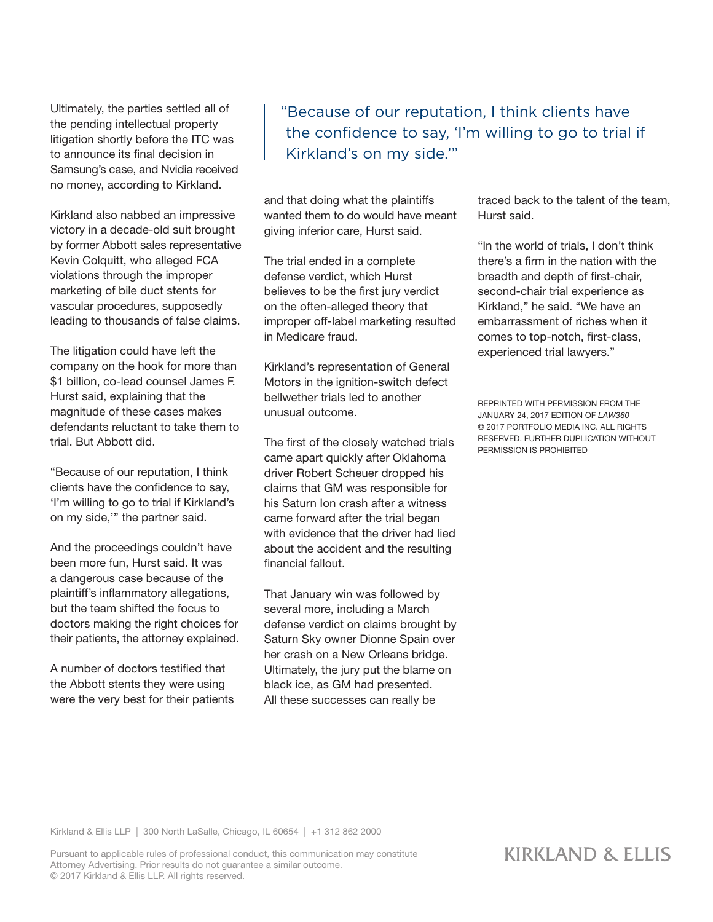Ultimately, the parties settled all of the pending intellectual property litigation shortly before the ITC was to announce its final decision in Samsung's case, and Nvidia received no money, according to Kirkland.

Kirkland also nabbed an impressive victory in a decade-old suit brought by former Abbott sales representative Kevin Colquitt, who alleged FCA violations through the improper marketing of bile duct stents for vascular procedures, supposedly leading to thousands of false claims.

The litigation could have left the company on the hook for more than $1 billion, co-lead counsel James F. Hurst said, explaining that the magnitude of these cases makes defendants reluctant to take them to trial. But Abbott did.

"Because of our reputation, I think clients have the confidence to say, 'I'm willing to go to trial if Kirkland's on my side,'" the partner said.

And the proceedings couldn't have been more fun, Hurst said. It was a dangerous case because of the plaintiff's inflammatory allegations, but the team shifted the focus to doctors making the right choices for their patients, the attorney explained.

A number of doctors testified that the Abbott stents they were using were the very best for their patients and that doing what the plaintiffs wanted them to do would have meant giving inferior care, Hurst said.

> "Because of our reputation, I think clients have the confidence to say, 'I'm willing to go to trial if Kirkland's on my side.'"

The trial ended in a complete defense verdict, which Hurst believes to be the first jury verdict on the often-alleged theory that improper off-label marketing resulted in Medicare fraud.

Kirkland's representation of General Motors in the ignition-switch defect bellwether trials led to another unusual outcome.

The first of the closely watched trials came apart quickly after Oklahoma driver Robert Scheuer dropped his claims that GM was responsible for his Saturn Ion crash after a witness came forward after the trial began with evidence that the driver had lied about the accident and the resulting financial fallout.

That January win was followed by several more, including a March defense verdict on claims brought by Saturn Sky owner Dionne Spain over her crash on a New Orleans bridge. Ultimately, the jury put the blame on black ice, as GM had presented.

All these successes can really be traced back to the talent of the team, Hurst said.

"In the world of trials, I don't think there's a firm in the nation with the breadth and depth of first-chair, second-chair trial experience as Kirkland," he said. "We have an embarrassment of riches when it comes to top-notch, first-class, experienced trial lawyers."

REPRINTED WITH PERMISSION FROM THE JANUARY 24, 2017 EDITION OF *LAW360* © 2017 PORTFOLIO MEDIA INC. ALL RIGHTS RESERVED. FURTHER DUPLICATION WITHOUT PERMISSION IS PROHIBITED

Kirkland & Ellis LLP | 300 North LaSalle, Chicago, IL 60654 | +1 312 862 2000

Pursuant to applicable rules of professional conduct, this communication may constitute Attorney Advertising. Prior results do not guarantee a similar outcome.
© 2017 Kirkland & Ellis LLP. All rights reserved.

KIRKLAND & ELLIS